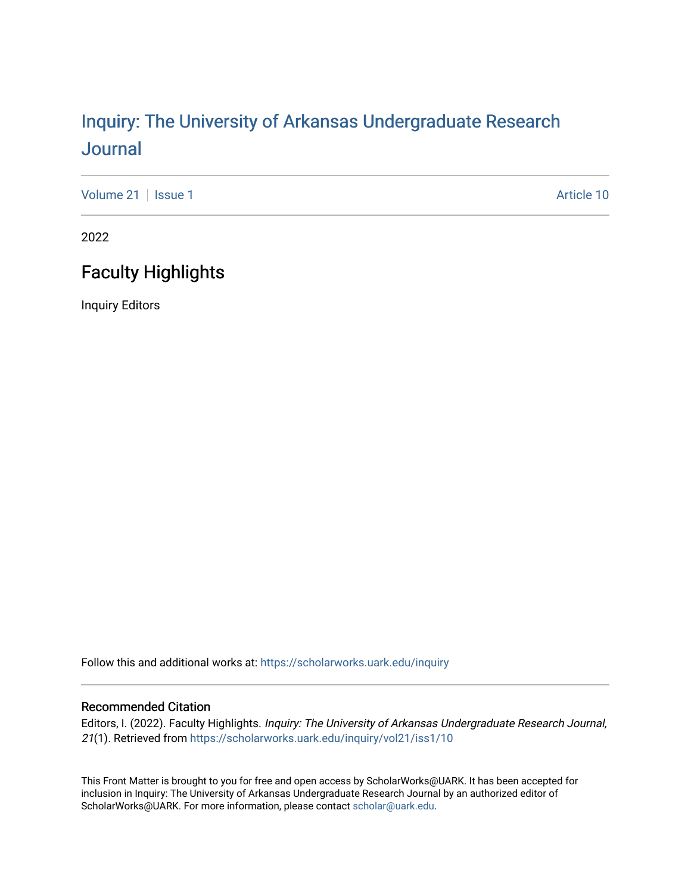# Inquiry: The University of Arkansas Undergraduate Research Journal

Volume 21 | Issue 1 | Article 10

2022

## Faculty Highlights

Inquiry Editors

Follow this and additional works at: https://scholarworks.uark.edu/inquiry

### Recommended Citation

Editors, I. (2022). Faculty Highlights. *Inquiry: The University of Arkansas Undergraduate Research Journal, 21*(1). Retrieved from https://scholarworks.uark.edu/inquiry/vol21/iss1/10

This Front Matter is brought to you for free and open access by ScholarWorks@UARK. It has been accepted for inclusion in Inquiry: The University of Arkansas Undergraduate Research Journal by an authorized editor of ScholarWorks@UARK. For more information, please contact scholar@uark.edu.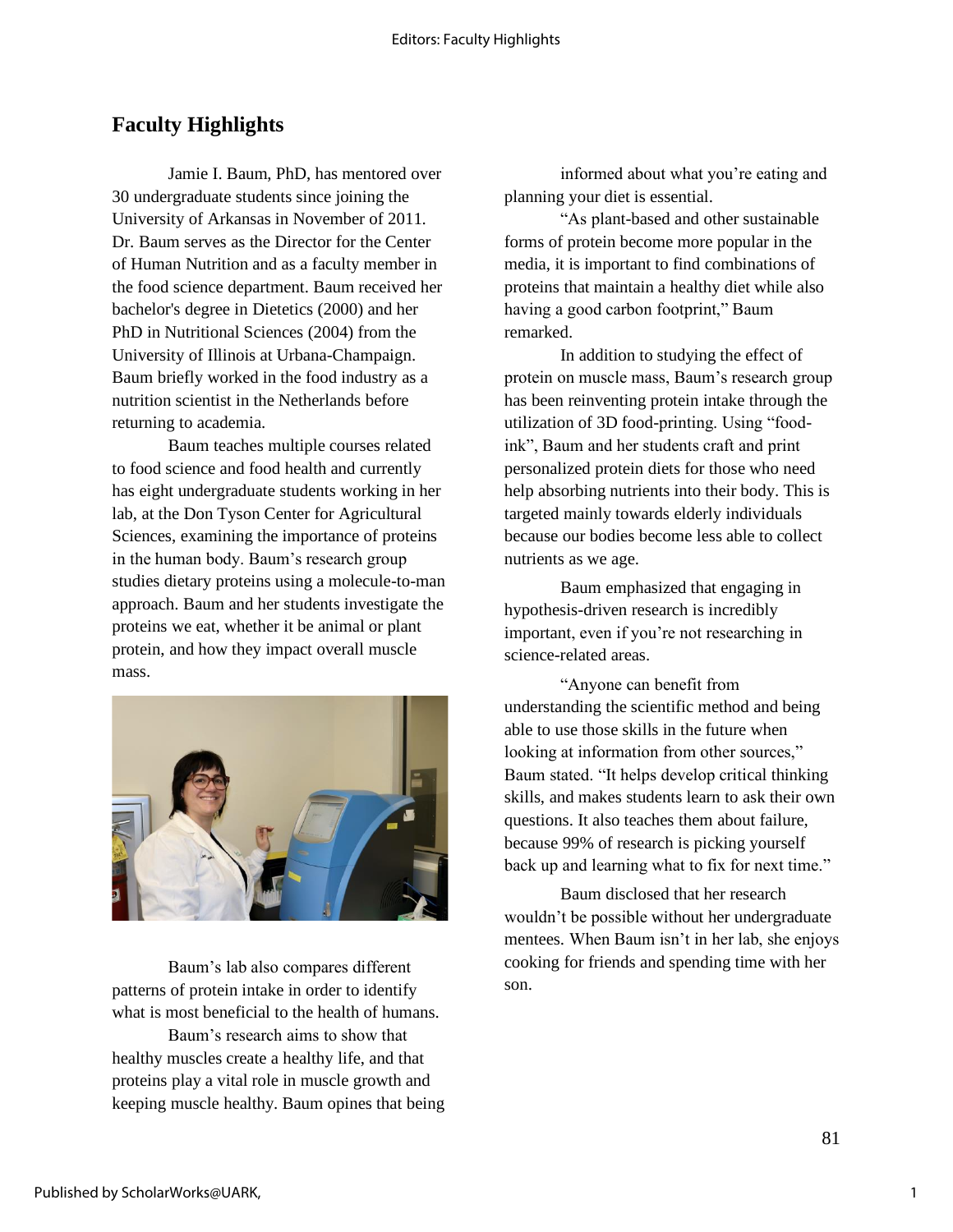## Faculty Highlights

Jamie I. Baum, PhD, has mentored over 30 undergraduate students since joining the University of Arkansas in November of 2011. Dr. Baum serves as the Director for the Center of Human Nutrition and as a faculty member in the food science department. Baum received her bachelor's degree in Dietetics (2000) and her PhD in Nutritional Sciences (2004) from the University of Illinois at Urbana-Champaign. Baum briefly worked in the food industry as a nutrition scientist in the Netherlands before returning to academia.

Baum teaches multiple courses related to food science and food health and currently has eight undergraduate students working in her lab, at the Don Tyson Center for Agricultural Sciences, examining the importance of proteins in the human body. Baum's research group studies dietary proteins using a molecule-to-man approach. Baum and her students investigate the proteins we eat, whether it be animal or plant protein, and how they impact overall muscle mass.

Baum's lab also compares different patterns of protein intake in order to identify what is most beneficial to the health of humans.

Baum's research aims to show that healthy muscles create a healthy life, and that proteins play a vital role in muscle growth and keeping muscle healthy. Baum opines that being informed about what you're eating and planning your diet is essential.

"As plant-based and other sustainable forms of protein become more popular in the media, it is important to find combinations of proteins that maintain a healthy diet while also having a good carbon footprint," Baum remarked.

In addition to studying the effect of protein on muscle mass, Baum's research group has been reinventing protein intake through the utilization of 3D food-printing. Using "food-ink", Baum and her students craft and print personalized protein diets for those who need help absorbing nutrients into their body. This is targeted mainly towards elderly individuals because our bodies become less able to collect nutrients as we age.

Baum emphasized that engaging in hypothesis-driven research is incredibly important, even if you're not researching in science-related areas.

"Anyone can benefit from understanding the scientific method and being able to use those skills in the future when looking at information from other sources," Baum stated. "It helps develop critical thinking skills, and makes students learn to ask their own questions. It also teaches them about failure, because 99% of research is picking yourself back up and learning what to fix for next time."

Baum disclosed that her research wouldn't be possible without her undergraduate mentees. When Baum isn't in her lab, she enjoys cooking for friends and spending time with her son.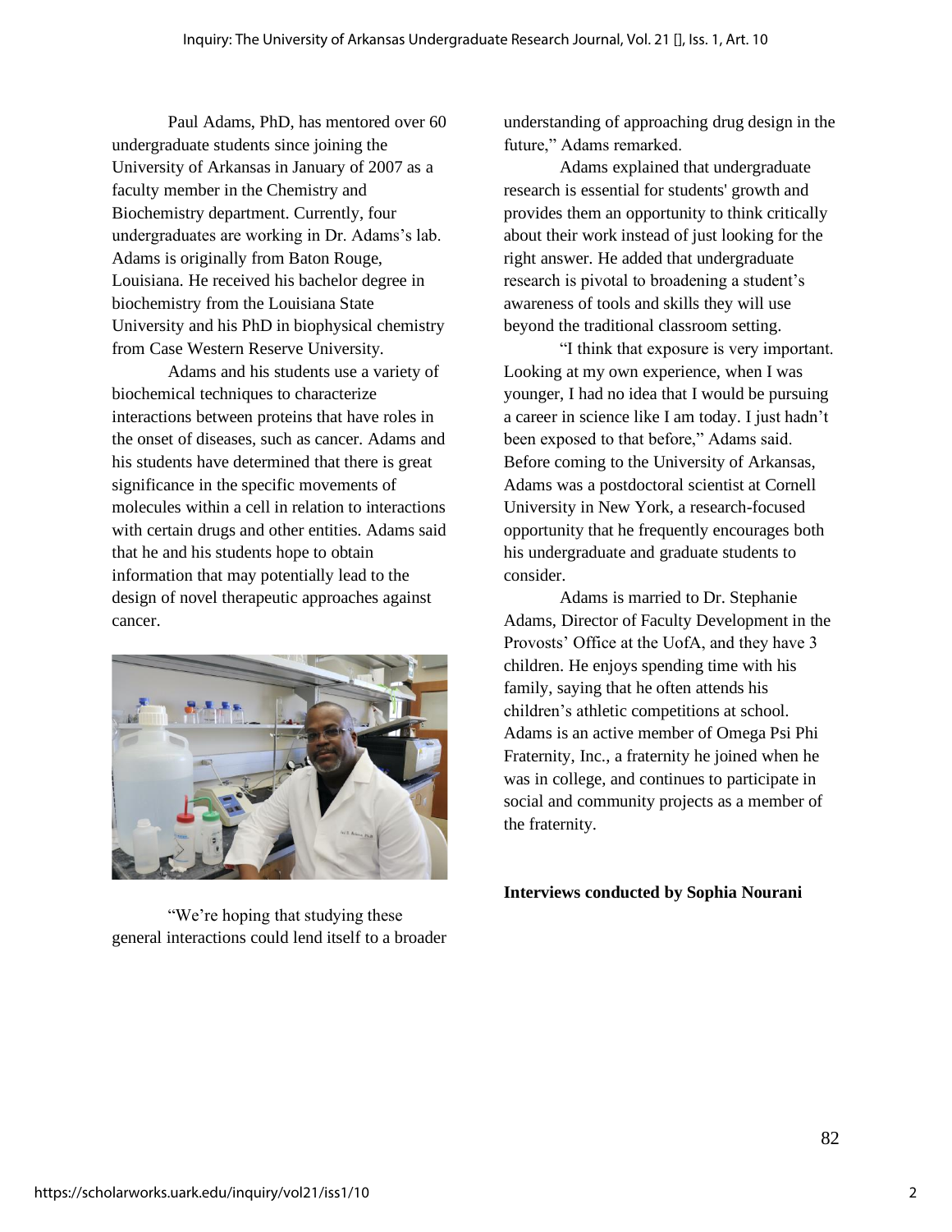Paul Adams, PhD, has mentored over 60 undergraduate students since joining the University of Arkansas in January of 2007 as a faculty member in the Chemistry and Biochemistry department. Currently, four undergraduates are working in Dr. Adams's lab. Adams is originally from Baton Rouge, Louisiana. He received his bachelor degree in biochemistry from the Louisiana State University and his PhD in biophysical chemistry from Case Western Reserve University.

Adams and his students use a variety of biochemical techniques to characterize interactions between proteins that have roles in the onset of diseases, such as cancer. Adams and his students have determined that there is great significance in the specific movements of molecules within a cell in relation to interactions with certain drugs and other entities. Adams said that he and his students hope to obtain information that may potentially lead to the design of novel therapeutic approaches against cancer.

"We're hoping that studying these general interactions could lend itself to a broader understanding of approaching drug design in the future," Adams remarked.

Adams explained that undergraduate research is essential for students' growth and provides them an opportunity to think critically about their work instead of just looking for the right answer. He added that undergraduate research is pivotal to broadening a student's awareness of tools and skills they will use beyond the traditional classroom setting.

"I think that exposure is very important. Looking at my own experience, when I was younger, I had no idea that I would be pursuing a career in science like I am today. I just hadn't been exposed to that before," Adams said. Before coming to the University of Arkansas, Adams was a postdoctoral scientist at Cornell University in New York, a research-focused opportunity that he frequently encourages both his undergraduate and graduate students to consider.

Adams is married to Dr. Stephanie Adams, Director of Faculty Development in the Provosts' Office at the UofA, and they have 3 children. He enjoys spending time with his family, saying that he often attends his children's athletic competitions at school. Adams is an active member of Omega Psi Phi Fraternity, Inc., a fraternity he joined when he was in college, and continues to participate in social and community projects as a member of the fraternity.

**Interviews conducted by Sophia Nourani**